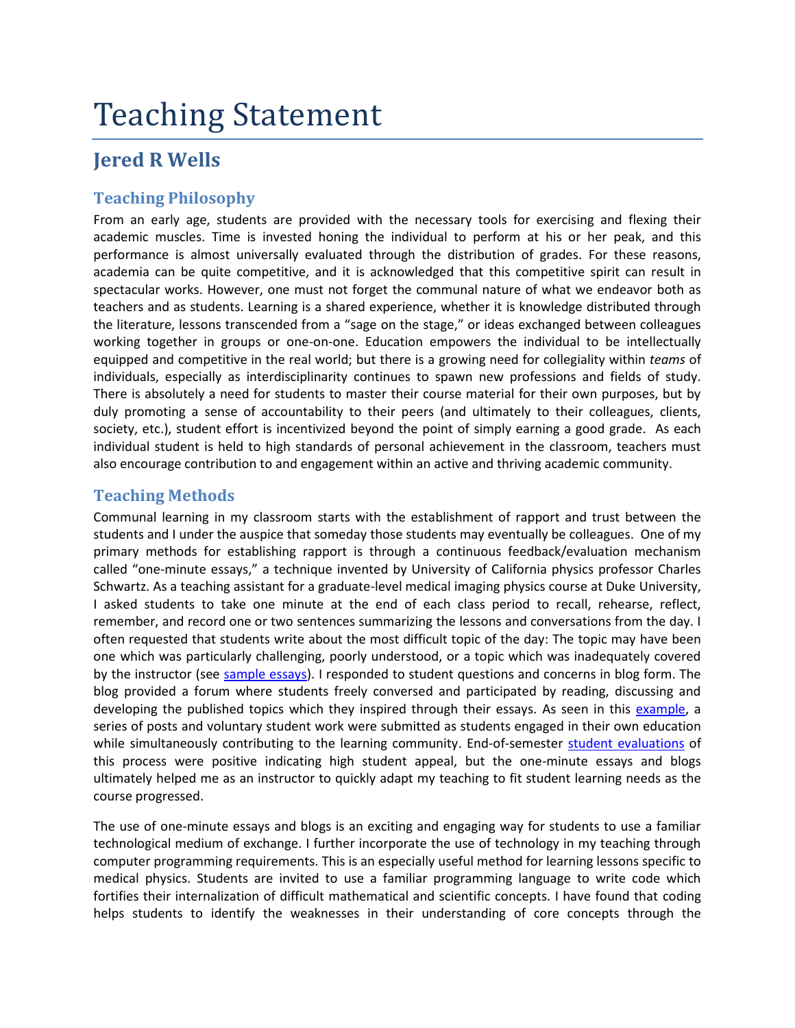# Teaching Statement

## Jered R Wells

### Teaching Philosophy

From an early age, students are provided with the necessary tools for exercising and flexing their academic muscles. Time is invested honing the individual to perform at his or her peak, and this performance is almost universally evaluated through the distribution of grades. For these reasons, academia can be quite competitive, and it is acknowledged that this competitive spirit can result in spectacular works. However, one must not forget the communal nature of what we endeavor both as teachers and as students. Learning is a shared experience, whether it is knowledge distributed through the literature, lessons transcended from a "sage on the stage," or ideas exchanged between colleagues working together in groups or one-on-one. Education empowers the individual to be intellectually equipped and competitive in the real world; but there is a growing need for collegiality within *teams* of individuals, especially as interdisciplinarity continues to spawn new professions and fields of study. There is absolutely a need for students to master their course material for their own purposes, but by duly promoting a sense of accountability to their peers (and ultimately to their colleagues, clients, society, etc.), student effort is incentivized beyond the point of simply earning a good grade. As each individual student is held to high standards of personal achievement in the classroom, teachers must also encourage contribution to and engagement within an active and thriving academic community.

### Teaching Methods

Communal learning in my classroom starts with the establishment of rapport and trust between the students and I under the auspice that someday those students may eventually be colleagues. One of my primary methods for establishing rapport is through a continuous feedback/evaluation mechanism called "one-minute essays," a technique invented by University of California physics professor Charles Schwartz. As a teaching assistant for a graduate-level medical imaging physics course at Duke University, I asked students to take one minute at the end of each class period to recall, rehearse, reflect, remember, and record one or two sentences summarizing the lessons and conversations from the day. I often requested that students write about the most difficult topic of the day: The topic may have been one which was particularly challenging, poorly understood, or a topic which was inadequately covered by the instructor (see sample essays). I responded to student questions and concerns in blog form. The blog provided a forum where students freely conversed and participated by reading, discussing and developing the published topics which they inspired through their essays. As seen in this example, a series of posts and voluntary student work were submitted as students engaged in their own education while simultaneously contributing to the learning community. End-of-semester student evaluations of this process were positive indicating high student appeal, but the one-minute essays and blogs ultimately helped me as an instructor to quickly adapt my teaching to fit student learning needs as the course progressed.

The use of one-minute essays and blogs is an exciting and engaging way for students to use a familiar technological medium of exchange. I further incorporate the use of technology in my teaching through computer programming requirements. This is an especially useful method for learning lessons specific to medical physics. Students are invited to use a familiar programming language to write code which fortifies their internalization of difficult mathematical and scientific concepts. I have found that coding helps students to identify the weaknesses in their understanding of core concepts through the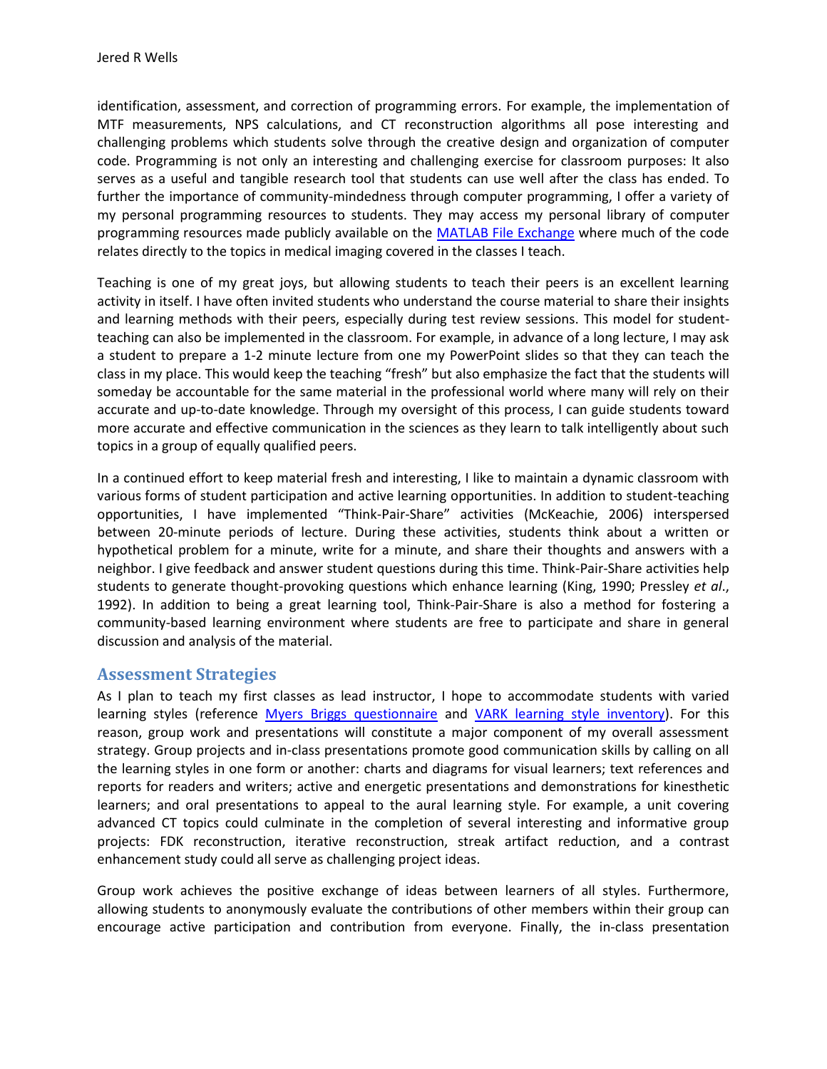identification, assessment, and correction of programming errors. For example, the implementation of MTF measurements, NPS calculations, and CT reconstruction algorithms all pose interesting and challenging problems which students solve through the creative design and organization of computer code. Programming is not only an interesting and challenging exercise for classroom purposes: It also serves as a useful and tangible research tool that students can use well after the class has ended. To further the importance of community-mindedness through computer programming, I offer a variety of my personal programming resources to students. They may access my personal library of computer programming resources made publicly available on the [MATLAB File Exchange] where much of the code relates directly to the topics in medical imaging covered in the classes I teach.

Teaching is one of my great joys, but allowing students to teach their peers is an excellent learning activity in itself. I have often invited students who understand the course material to share their insights and learning methods with their peers, especially during test review sessions. This model for student-teaching can also be implemented in the classroom. For example, in advance of a long lecture, I may ask a student to prepare a 1-2 minute lecture from one my PowerPoint slides so that they can teach the class in my place. This would keep the teaching "fresh" but also emphasize the fact that the students will someday be accountable for the same material in the professional world where many will rely on their accurate and up-to-date knowledge. Through my oversight of this process, I can guide students toward more accurate and effective communication in the sciences as they learn to talk intelligently about such topics in a group of equally qualified peers.

In a continued effort to keep material fresh and interesting, I like to maintain a dynamic classroom with various forms of student participation and active learning opportunities. In addition to student-teaching opportunities, I have implemented "Think-Pair-Share" activities (McKeachie, 2006) interspersed between 20-minute periods of lecture. During these activities, students think about a written or hypothetical problem for a minute, write for a minute, and share their thoughts and answers with a neighbor. I give feedback and answer student questions during this time. Think-Pair-Share activities help students to generate thought-provoking questions which enhance learning (King, 1990; Pressley *et al*., 1992). In addition to being a great learning tool, Think-Pair-Share is also a method for fostering a community-based learning environment where students are free to participate and share in general discussion and analysis of the material.

## Assessment Strategies

As I plan to teach my first classes as lead instructor, I hope to accommodate students with varied learning styles (reference [Myers Briggs questionnaire] and [VARK learning style inventory]). For this reason, group work and presentations will constitute a major component of my overall assessment strategy. Group projects and in-class presentations promote good communication skills by calling on all the learning styles in one form or another: charts and diagrams for visual learners; text references and reports for readers and writers; active and energetic presentations and demonstrations for kinesthetic learners; and oral presentations to appeal to the aural learning style. For example, a unit covering advanced CT topics could culminate in the completion of several interesting and informative group projects: FDK reconstruction, iterative reconstruction, streak artifact reduction, and a contrast enhancement study could all serve as challenging project ideas.

Group work achieves the positive exchange of ideas between learners of all styles. Furthermore, allowing students to anonymously evaluate the contributions of other members within their group can encourage active participation and contribution from everyone. Finally, the in-class presentation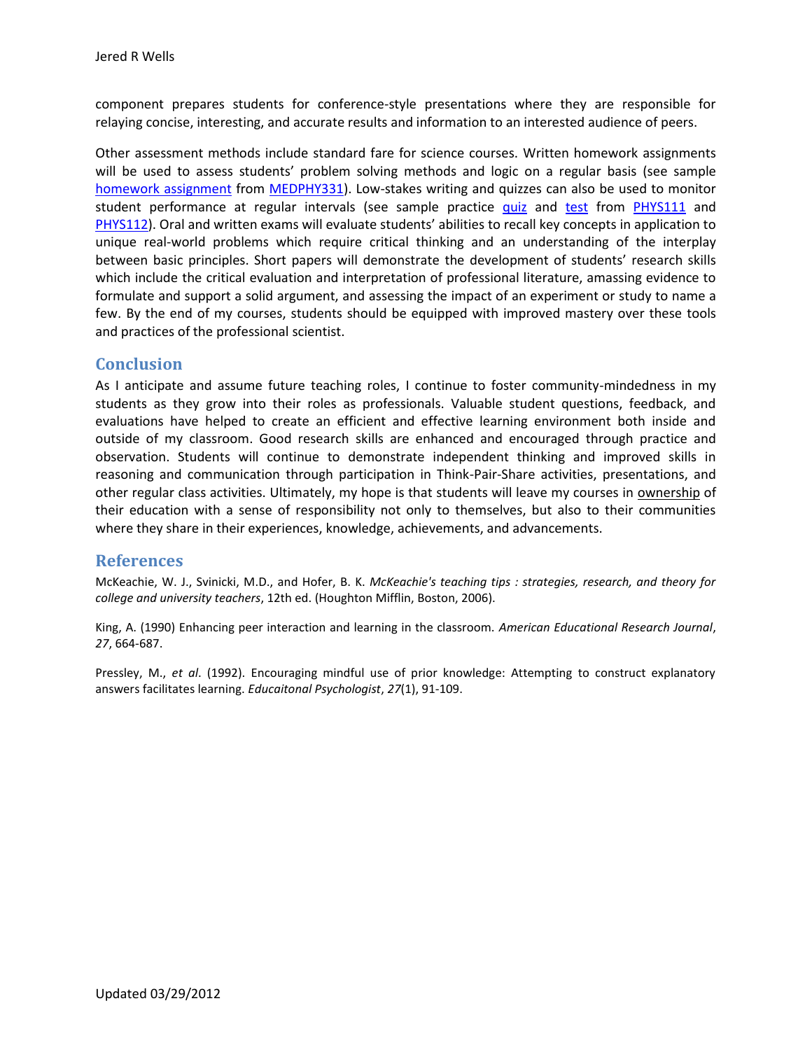component prepares students for conference-style presentations where they are responsible for relaying concise, interesting, and accurate results and information to an interested audience of peers.

Other assessment methods include standard fare for science courses. Written homework assignments will be used to assess students' problem solving methods and logic on a regular basis (see sample homework assignment from MEDPHY331). Low-stakes writing and quizzes can also be used to monitor student performance at regular intervals (see sample practice quiz and test from PHYS111 and PHYS112). Oral and written exams will evaluate students' abilities to recall key concepts in application to unique real-world problems which require critical thinking and an understanding of the interplay between basic principles. Short papers will demonstrate the development of students' research skills which include the critical evaluation and interpretation of professional literature, amassing evidence to formulate and support a solid argument, and assessing the impact of an experiment or study to name a few. By the end of my courses, students should be equipped with improved mastery over these tools and practices of the professional scientist.

## Conclusion

As I anticipate and assume future teaching roles, I continue to foster community-mindedness in my students as they grow into their roles as professionals. Valuable student questions, feedback, and evaluations have helped to create an efficient and effective learning environment both inside and outside of my classroom. Good research skills are enhanced and encouraged through practice and observation. Students will continue to demonstrate independent thinking and improved skills in reasoning and communication through participation in Think-Pair-Share activities, presentations, and other regular class activities. Ultimately, my hope is that students will leave my courses in ownership of their education with a sense of responsibility not only to themselves, but also to their communities where they share in their experiences, knowledge, achievements, and advancements.

## References

McKeachie, W. J., Svinicki, M.D., and Hofer, B. K. *McKeachie's teaching tips : strategies, research, and theory for college and university teachers*, 12th ed. (Houghton Mifflin, Boston, 2006).

King, A. (1990) Enhancing peer interaction and learning in the classroom. *American Educational Research Journal*, *27*, 664-687.

Pressley, M., *et al*. (1992). Encouraging mindful use of prior knowledge: Attempting to construct explanatory answers facilitates learning. *Educaitonal Psychologist*, *27*(1), 91-109.

Updated 03/29/2012